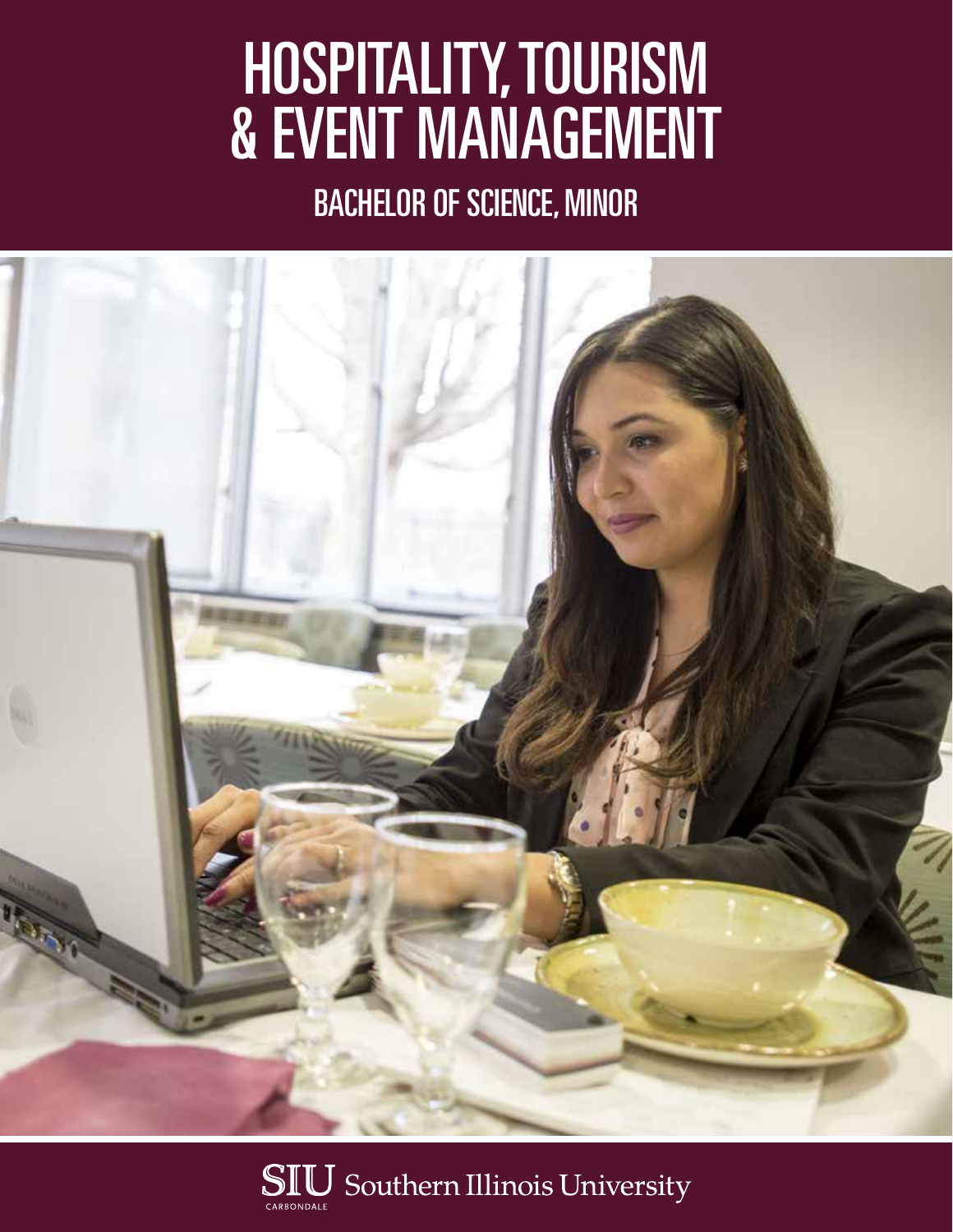# HOSPITALITY, TOURISM & EVENT MANAGEMENT

## BACHELOR OF SCIENCE, MINOR

SIU Southern Illinois University CARBONDALE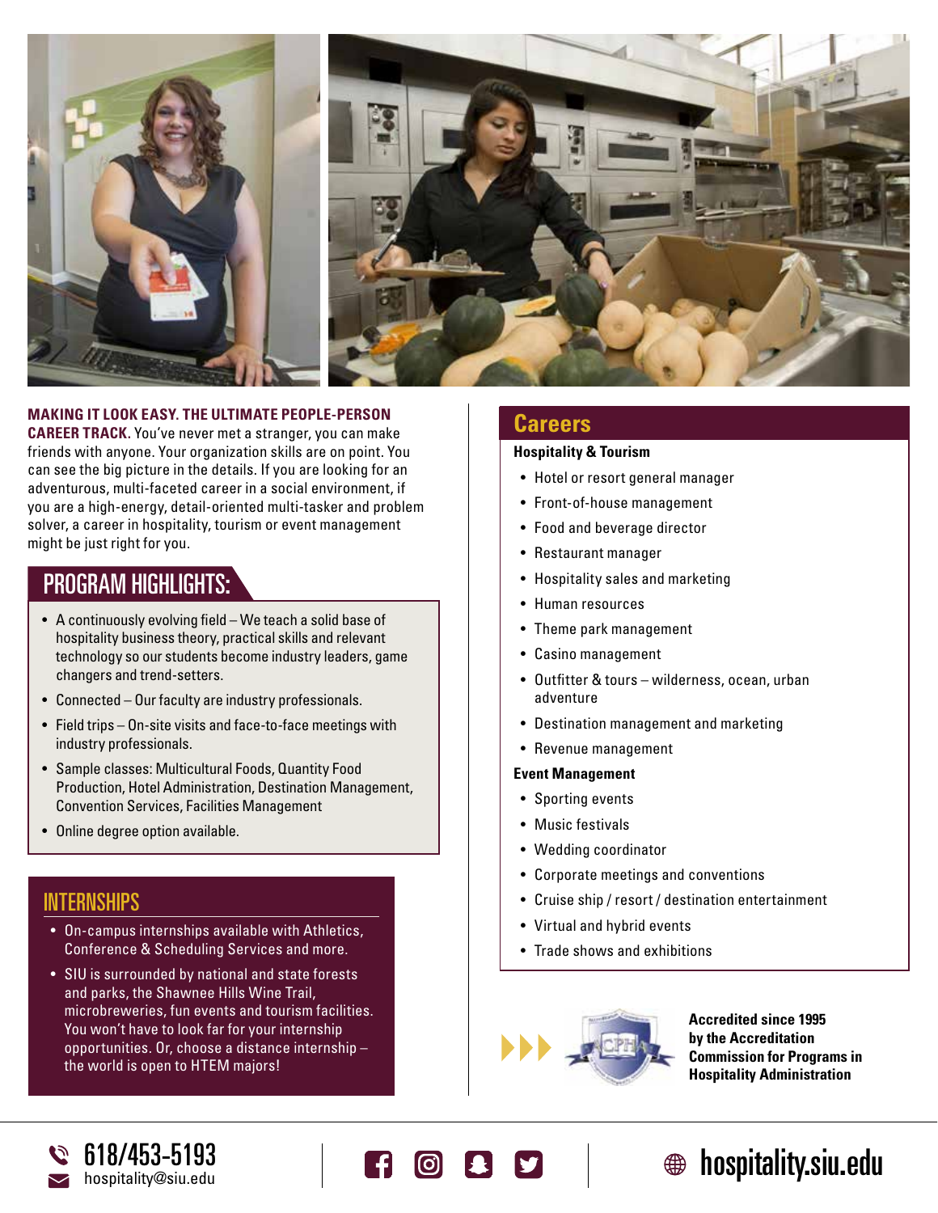**MAKING IT LOOK EASY. THE ULTIMATE PEOPLE-PERSON CAREER TRACK.** You've never met a stranger, you can make friends with anyone. Your organization skills are on point. You can see the big picture in the details. If you are looking for an adventurous, multi-faceted career in a social environment, if you are a high-energy, detail-oriented multi-tasker and problem solver, a career in hospitality, tourism or event management might be just right for you.

## PROGRAM HIGHLIGHTS:

- A continuously evolving field – We teach a solid base of hospitality business theory, practical skills and relevant technology so our students become industry leaders, game changers and trend-setters.
- Connected – Our faculty are industry professionals.
- Field trips – On-site visits and face-to-face meetings with industry professionals.
- Sample classes: Multicultural Foods, Quantity Food Production, Hotel Administration, Destination Management, Convention Services, Facilities Management
- Online degree option available.

## INTERNSHIPS

- On-campus internships available with Athletics, Conference & Scheduling Services and more.
- SIU is surrounded by national and state forests and parks, the Shawnee Hills Wine Trail, microbreweries, fun events and tourism facilities. You won't have to look far for your internship opportunities. Or, choose a distance internship – the world is open to HTEM majors!

## Careers

**Hospitality & Tourism**

- Hotel or resort general manager
- Front-of-house management
- Food and beverage director
- Restaurant manager
- Hospitality sales and marketing
- Human resources
- Theme park management
- Casino management
- Outfitter & tours – wilderness, ocean, urban adventure
- Destination management and marketing
- Revenue management

**Event Management**

- Sporting events
- Music festivals
- Wedding coordinator
- Corporate meetings and conventions
- Cruise ship / resort / destination entertainment
- Virtual and hybrid events
- Trade shows and exhibitions

**Accredited since 1995 by the Accreditation Commission for Programs in Hospitality Administration**

618/453-5193
hospitality@siu.edu

hospitality.siu.edu